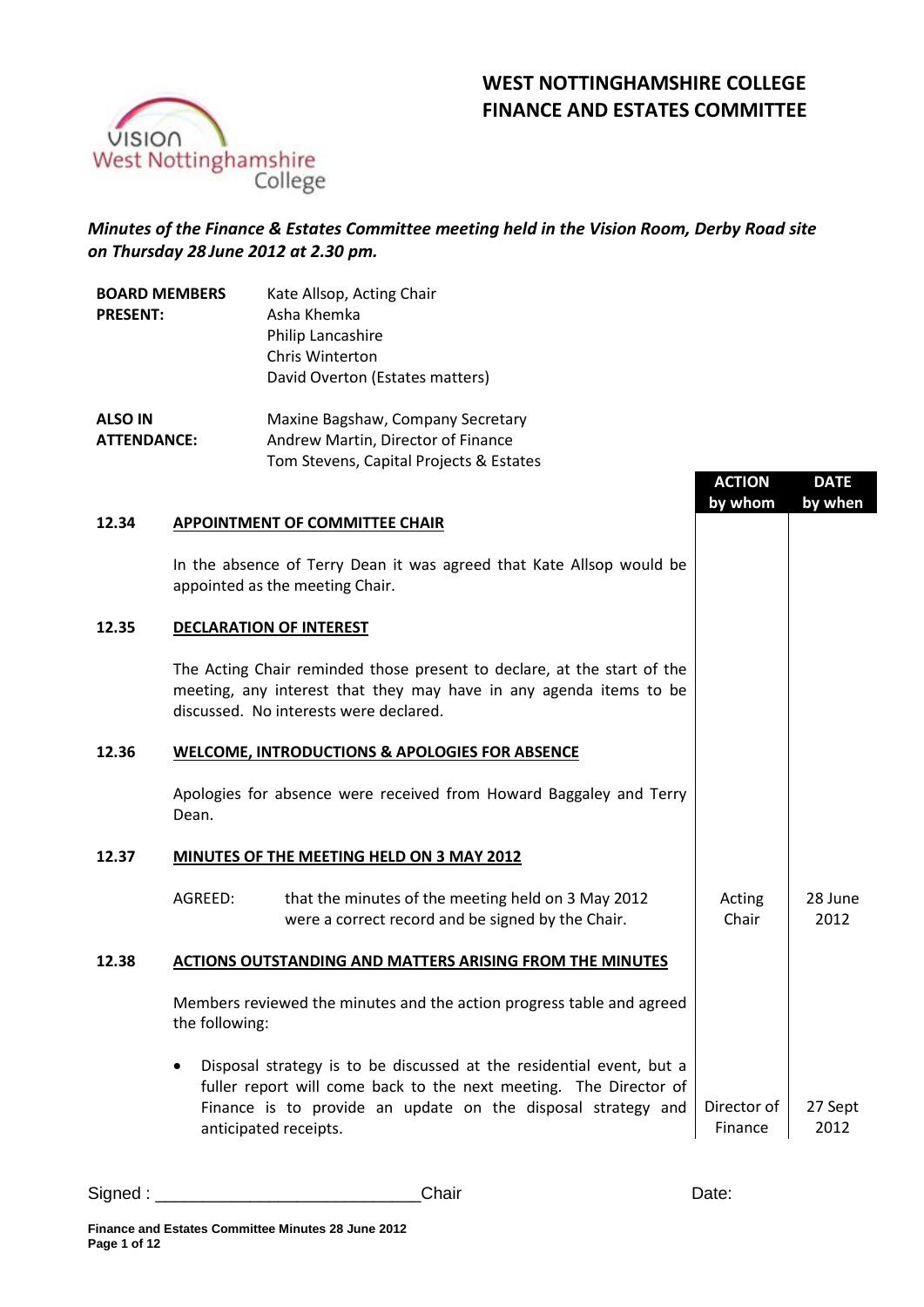# WEST NOTTINGHAMSHIRE COLLEGE
# FINANCE AND ESTATES COMMITTEE

***Minutes of the Finance & Estates Committee meeting held in the Vision Room, Derby Road site on Thursday 28 June 2012 at 2.30 pm.***

| | |
|---|---|
| **BOARD MEMBERS PRESENT:** | Kate Allsop, Acting Chair<br>Asha Khemka<br>Philip Lancashire<br>Chris Winterton<br>David Overton (Estates matters) |
| **ALSO IN ATTENDANCE:** | Maxine Bagshaw, Company Secretary<br>Andrew Martin, Director of Finance<br>Tom Stevens, Capital Projects & Estates |

| | | ACTION by whom | DATE by when |
|---|---|---|---|
| **12.34** | **APPOINTMENT OF COMMITTEE CHAIR** | | |
| | In the absence of Terry Dean it was agreed that Kate Allsop would be appointed as the meeting Chair. | | |
| **12.35** | **DECLARATION OF INTEREST** | | |
| | The Acting Chair reminded those present to declare, at the start of the meeting, any interest that they may have in any agenda items to be discussed. No interests were declared. | | |
| **12.36** | **WELCOME, INTRODUCTIONS & APOLOGIES FOR ABSENCE** | | |
| | Apologies for absence were received from Howard Baggaley and Terry Dean. | | |
| **12.37** | **MINUTES OF THE MEETING HELD ON 3 MAY 2012** | | |
| | AGREED: that the minutes of the meeting held on 3 May 2012 were a correct record and be signed by the Chair. | Acting Chair | 28 June 2012 |
| **12.38** | **ACTIONS OUTSTANDING AND MATTERS ARISING FROM THE MINUTES** | | |
| | Members reviewed the minutes and the action progress table and agreed the following: | | |
| | • Disposal strategy is to be discussed at the residential event, but a fuller report will come back to the next meeting. The Director of Finance is to provide an update on the disposal strategy and anticipated receipts. | Director of Finance | 27 Sept 2012 |

Signed : ___________________________Chair Date: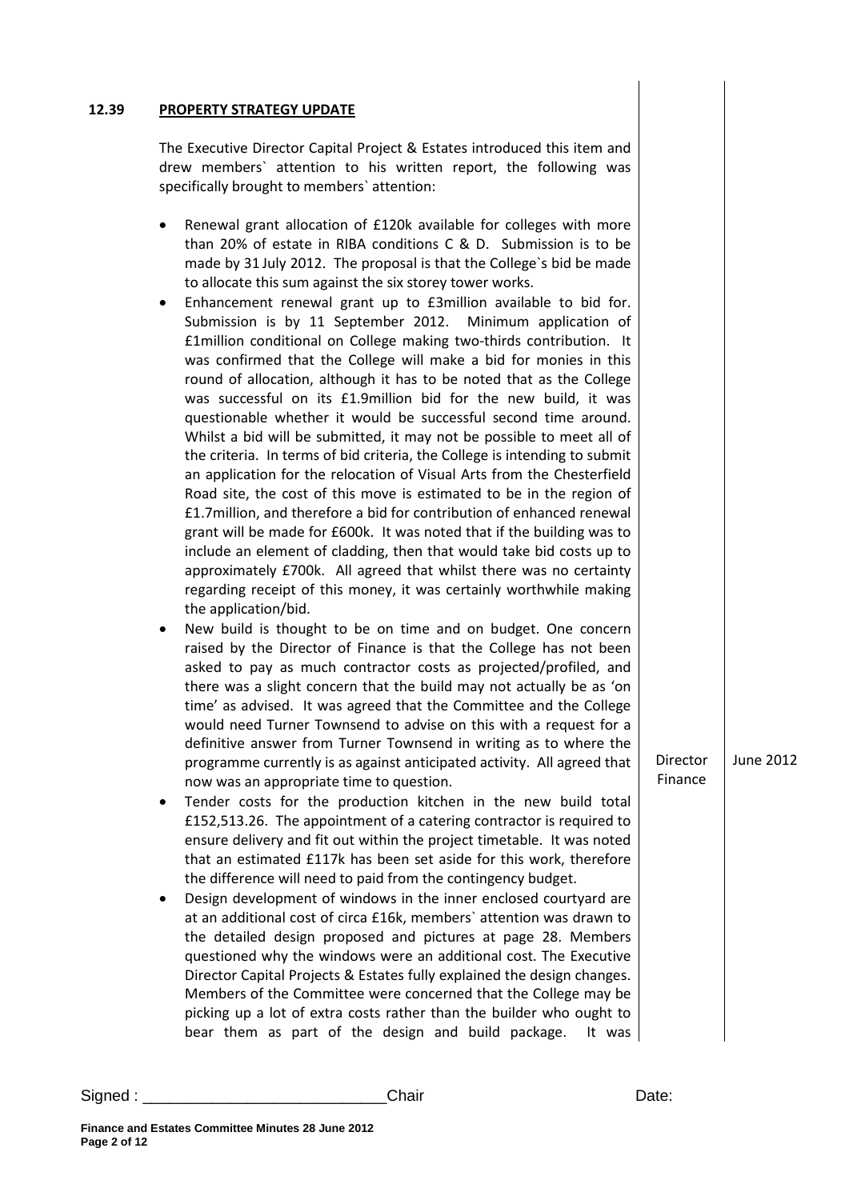## 12.39 PROPERTY STRATEGY UPDATE

The Executive Director Capital Project & Estates introduced this item and drew members` attention to his written report, the following was specifically brought to members` attention:

- Renewal grant allocation of £120k available for colleges with more than 20% of estate in RIBA conditions C & D. Submission is to be made by 31 July 2012. The proposal is that the College`s bid be made to allocate this sum against the six storey tower works.
- Enhancement renewal grant up to £3million available to bid for. Submission is by 11 September 2012. Minimum application of £1million conditional on College making two-thirds contribution. It was confirmed that the College will make a bid for monies in this round of allocation, although it has to be noted that as the College was successful on its £1.9million bid for the new build, it was questionable whether it would be successful second time around. Whilst a bid will be submitted, it may not be possible to meet all of the criteria. In terms of bid criteria, the College is intending to submit an application for the relocation of Visual Arts from the Chesterfield Road site, the cost of this move is estimated to be in the region of £1.7million, and therefore a bid for contribution of enhanced renewal grant will be made for £600k. It was noted that if the building was to include an element of cladding, then that would take bid costs up to approximately £700k. All agreed that whilst there was no certainty regarding receipt of this money, it was certainly worthwhile making the application/bid.
- New build is thought to be on time and on budget. One concern raised by the Director of Finance is that the College has not been asked to pay as much contractor costs as projected/profiled, and there was a slight concern that the build may not actually be as 'on time' as advised. It was agreed that the Committee and the College would need Turner Townsend to advise on this with a request for a definitive answer from Turner Townsend in writing as to where the programme currently is as against anticipated activity. All agreed that now was an appropriate time to question. **Director Finance — June 2012**
- Tender costs for the production kitchen in the new build total £152,513.26. The appointment of a catering contractor is required to ensure delivery and fit out within the project timetable. It was noted that an estimated £117k has been set aside for this work, therefore the difference will need to paid from the contingency budget.
- Design development of windows in the inner enclosed courtyard are at an additional cost of circa £16k, members` attention was drawn to the detailed design proposed and pictures at page 28. Members questioned why the windows were an additional cost. The Executive Director Capital Projects & Estates fully explained the design changes. Members of the Committee were concerned that the College may be picking up a lot of extra costs rather than the builder who ought to bear them as part of the design and build package. It was

Signed : ___________________________Chair Date: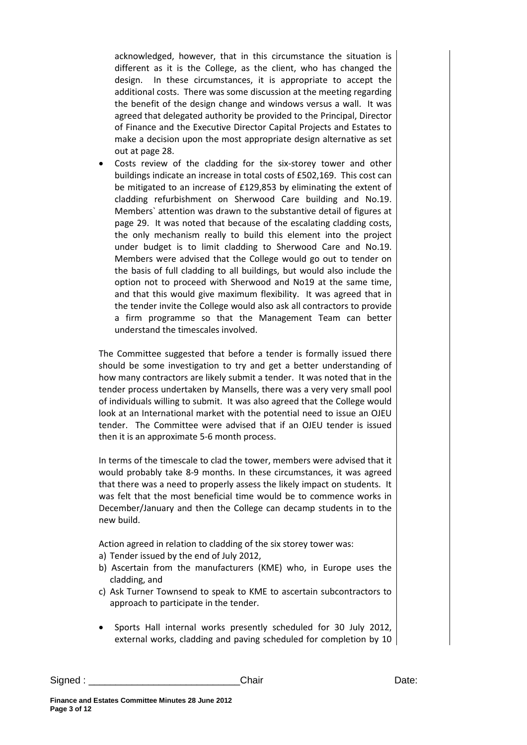acknowledged, however, that in this circumstance the situation is different as it is the College, as the client, who has changed the design. In these circumstances, it is appropriate to accept the additional costs. There was some discussion at the meeting regarding the benefit of the design change and windows versus a wall. It was agreed that delegated authority be provided to the Principal, Director of Finance and the Executive Director Capital Projects and Estates to make a decision upon the most appropriate design alternative as set out at page 28.

- Costs review of the cladding for the six-storey tower and other buildings indicate an increase in total costs of £502,169. This cost can be mitigated to an increase of £129,853 by eliminating the extent of cladding refurbishment on Sherwood Care building and No.19. Members` attention was drawn to the substantive detail of figures at page 29. It was noted that because of the escalating cladding costs, the only mechanism really to build this element into the project under budget is to limit cladding to Sherwood Care and No.19. Members were advised that the College would go out to tender on the basis of full cladding to all buildings, but would also include the option not to proceed with Sherwood and No19 at the same time, and that this would give maximum flexibility. It was agreed that in the tender invite the College would also ask all contractors to provide a firm programme so that the Management Team can better understand the timescales involved.

The Committee suggested that before a tender is formally issued there should be some investigation to try and get a better understanding of how many contractors are likely submit a tender. It was noted that in the tender process undertaken by Mansells, there was a very very small pool of individuals willing to submit. It was also agreed that the College would look at an International market with the potential need to issue an OJEU tender. The Committee were advised that if an OJEU tender is issued then it is an approximate 5-6 month process.

In terms of the timescale to clad the tower, members were advised that it would probably take 8-9 months. In these circumstances, it was agreed that there was a need to properly assess the likely impact on students. It was felt that the most beneficial time would be to commence works in December/January and then the College can decamp students in to the new build.

Action agreed in relation to cladding of the six storey tower was:

a) Tender issued by the end of July 2012,
b) Ascertain from the manufacturers (KME) who, in Europe uses the cladding, and
c) Ask Turner Townsend to speak to KME to ascertain subcontractors to approach to participate in the tender.

- Sports Hall internal works presently scheduled for 30 July 2012, external works, cladding and paving scheduled for completion by 10

Signed : ___________________________Chair Date: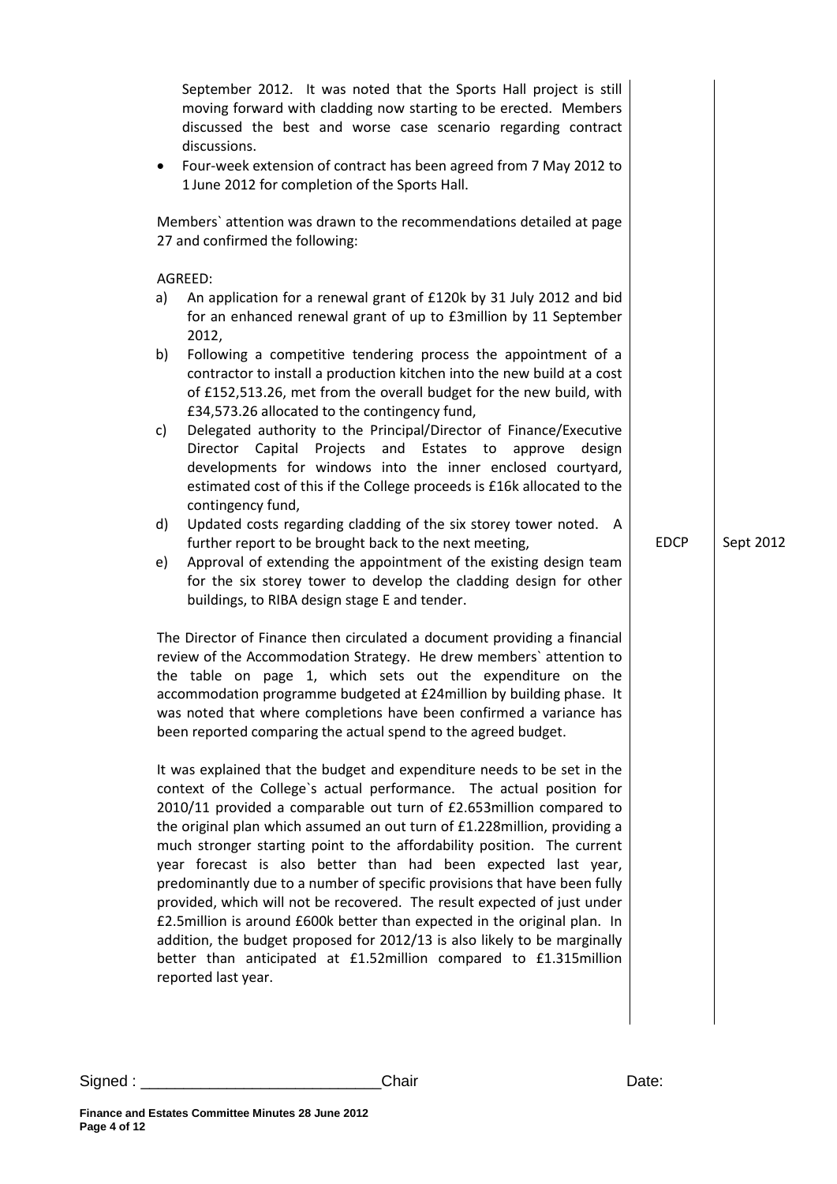September 2012. It was noted that the Sports Hall project is still moving forward with cladding now starting to be erected. Members discussed the best and worse case scenario regarding contract discussions.

- Four-week extension of contract has been agreed from 7 May 2012 to 1 June 2012 for completion of the Sports Hall.

Members` attention was drawn to the recommendations detailed at page 27 and confirmed the following:

AGREED:

a) An application for a renewal grant of £120k by 31 July 2012 and bid for an enhanced renewal grant of up to £3million by 11 September 2012,

b) Following a competitive tendering process the appointment of a contractor to install a production kitchen into the new build at a cost of £152,513.26, met from the overall budget for the new build, with £34,573.26 allocated to the contingency fund,

c) Delegated authority to the Principal/Director of Finance/Executive Director Capital Projects and Estates to approve design developments for windows into the inner enclosed courtyard, estimated cost of this if the College proceeds is £16k allocated to the contingency fund,

d) Updated costs regarding cladding of the six storey tower noted. A further report to be brought back to the next meeting, — EDCP — Sept 2012

e) Approval of extending the appointment of the existing design team for the six storey tower to develop the cladding design for other buildings, to RIBA design stage E and tender.

The Director of Finance then circulated a document providing a financial review of the Accommodation Strategy. He drew members` attention to the table on page 1, which sets out the expenditure on the accommodation programme budgeted at £24million by building phase. It was noted that where completions have been confirmed a variance has been reported comparing the actual spend to the agreed budget.

It was explained that the budget and expenditure needs to be set in the context of the College`s actual performance. The actual position for 2010/11 provided a comparable out turn of £2.653million compared to the original plan which assumed an out turn of £1.228million, providing a much stronger starting point to the affordability position. The current year forecast is also better than had been expected last year, predominantly due to a number of specific provisions that have been fully provided, which will not be recovered. The result expected of just under £2.5million is around £600k better than expected in the original plan. In addition, the budget proposed for 2012/13 is also likely to be marginally better than anticipated at £1.52million compared to £1.315million reported last year.

Signed : ___________________________Chair Date: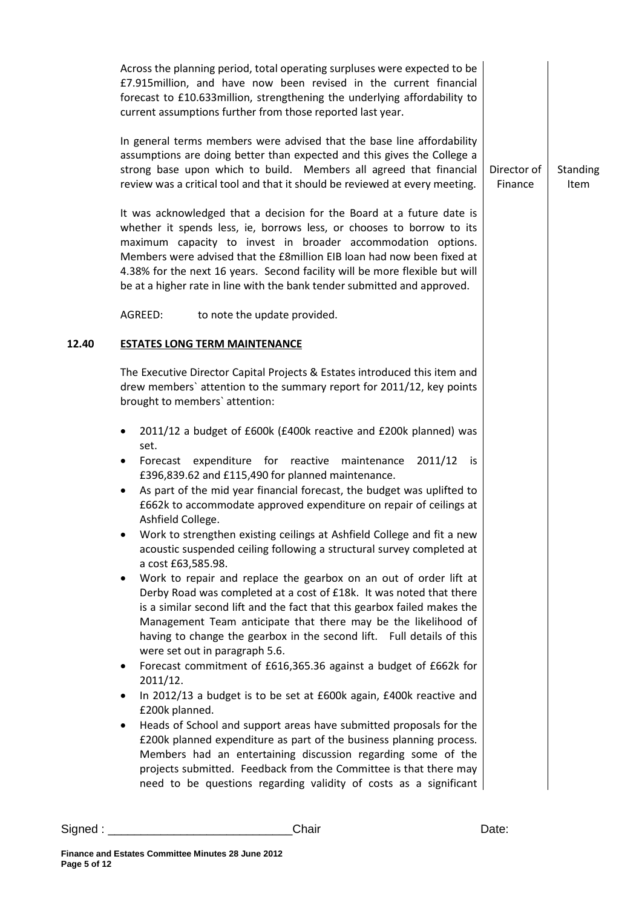Across the planning period, total operating surpluses were expected to be £7.915million, and have now been revised in the current financial forecast to £10.633million, strengthening the underlying affordability to current assumptions further from those reported last year.

In general terms members were advised that the base line affordability assumptions are doing better than expected and this gives the College a strong base upon which to build. Members all agreed that financial review was a critical tool and that it should be reviewed at every meeting. — **Director of Finance** — **Standing Item**

It was acknowledged that a decision for the Board at a future date is whether it spends less, ie, borrows less, or chooses to borrow to its maximum capacity to invest in broader accommodation options. Members were advised that the £8million EIB loan had now been fixed at 4.38% for the next 16 years. Second facility will be more flexible but will be at a higher rate in line with the bank tender submitted and approved.

AGREED: to note the update provided.

## 12.40 ESTATES LONG TERM MAINTENANCE

The Executive Director Capital Projects & Estates introduced this item and drew members` attention to the summary report for 2011/12, key points brought to members` attention:

- 2011/12 a budget of £600k (£400k reactive and £200k planned) was set.
- Forecast expenditure for reactive maintenance 2011/12 is £396,839.62 and £115,490 for planned maintenance.
- As part of the mid year financial forecast, the budget was uplifted to £662k to accommodate approved expenditure on repair of ceilings at Ashfield College.
- Work to strengthen existing ceilings at Ashfield College and fit a new acoustic suspended ceiling following a structural survey completed at a cost £63,585.98.
- Work to repair and replace the gearbox on an out of order lift at Derby Road was completed at a cost of £18k. It was noted that there is a similar second lift and the fact that this gearbox failed makes the Management Team anticipate that there may be the likelihood of having to change the gearbox in the second lift. Full details of this were set out in paragraph 5.6.
- Forecast commitment of £616,365.36 against a budget of £662k for 2011/12.
- In 2012/13 a budget is to be set at £600k again, £400k reactive and £200k planned.
- Heads of School and support areas have submitted proposals for the £200k planned expenditure as part of the business planning process. Members had an entertaining discussion regarding some of the projects submitted. Feedback from the Committee is that there may need to be questions regarding validity of costs as a significant

Signed : ___________________________Chair Date:

**Finance and Estates Committee Minutes 28 June 2012**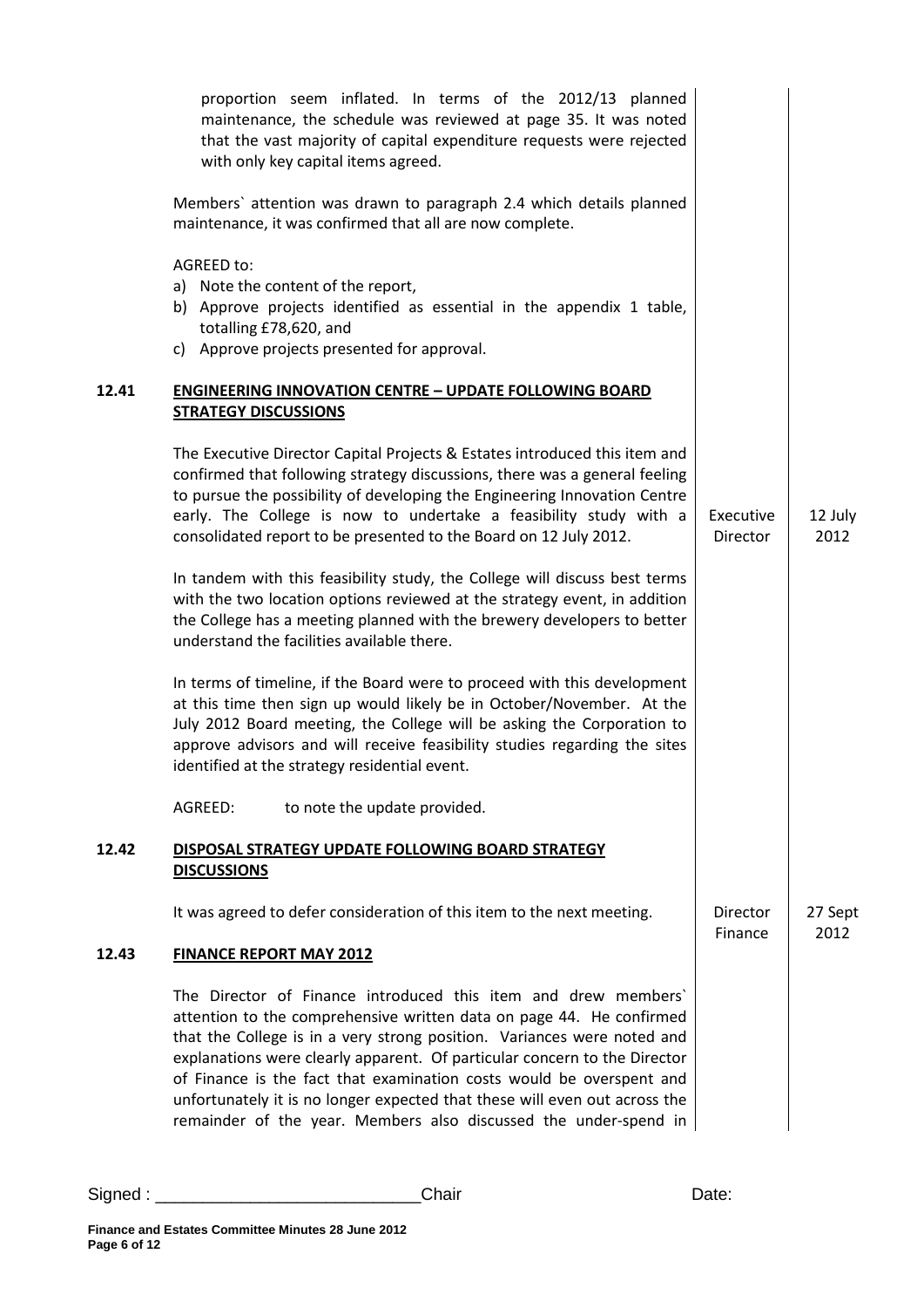proportion seem inflated. In terms of the 2012/13 planned maintenance, the schedule was reviewed at page 35. It was noted that the vast majority of capital expenditure requests were rejected with only key capital items agreed.

Members` attention was drawn to paragraph 2.4 which details planned maintenance, it was confirmed that all are now complete.

AGREED to:

a) Note the content of the report,
b) Approve projects identified as essential in the appendix 1 table, totalling £78,620, and
c) Approve projects presented for approval.

| | | | |
|---|---|---|---|
| **12.41** | **ENGINEERING INNOVATION CENTRE – UPDATE FOLLOWING BOARD STRATEGY DISCUSSIONS** | | |
| | The Executive Director Capital Projects & Estates introduced this item and confirmed that following strategy discussions, there was a general feeling to pursue the possibility of developing the Engineering Innovation Centre early. The College is now to undertake a feasibility study with a consolidated report to be presented to the Board on 12 July 2012. | Executive Director | 12 July 2012 |
| | In tandem with this feasibility study, the College will discuss best terms with the two location options reviewed at the strategy event, in addition the College has a meeting planned with the brewery developers to better understand the facilities available there. | | |
| | In terms of timeline, if the Board were to proceed with this development at this time then sign up would likely be in October/November. At the July 2012 Board meeting, the College will be asking the Corporation to approve advisors and will receive feasibility studies regarding the sites identified at the strategy residential event. | | |
| | AGREED: to note the update provided. | | |
| **12.42** | **DISPOSAL STRATEGY UPDATE FOLLOWING BOARD STRATEGY DISCUSSIONS** | | |
| | It was agreed to defer consideration of this item to the next meeting. | Director Finance | 27 Sept 2012 |
| **12.43** | **FINANCE REPORT MAY 2012** | | |
| | The Director of Finance introduced this item and drew members` attention to the comprehensive written data on page 44. He confirmed that the College is in a very strong position. Variances were noted and explanations were clearly apparent. Of particular concern to the Director of Finance is the fact that examination costs would be overspent and unfortunately it is no longer expected that these will even out across the remainder of the year. Members also discussed the under-spend in | | |

Signed : \_\_\_\_\_\_\_\_\_\_\_\_\_\_\_\_\_\_\_\_\_\_\_\_\_\_\_\_Chair Date: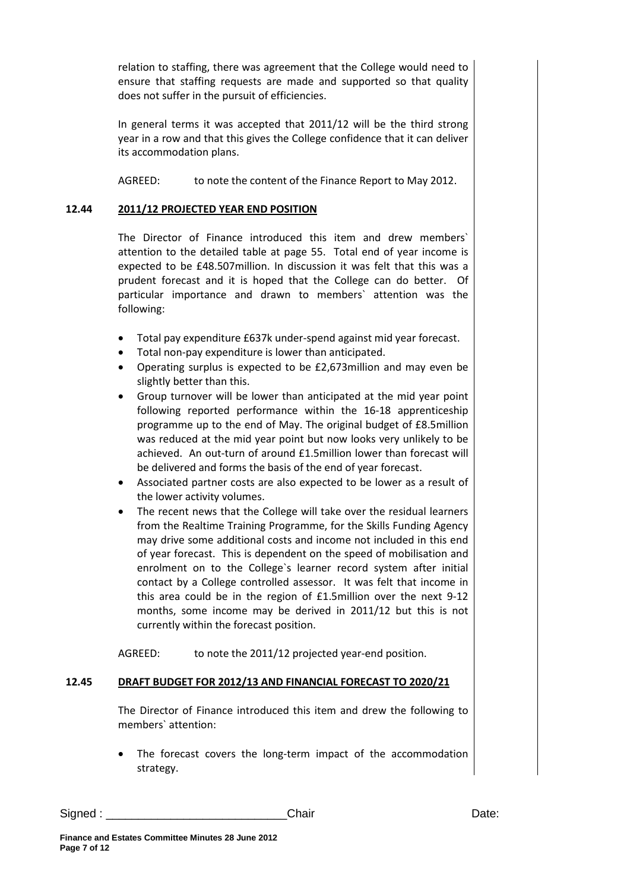relation to staffing, there was agreement that the College would need to ensure that staffing requests are made and supported so that quality does not suffer in the pursuit of efficiencies.

In general terms it was accepted that 2011/12 will be the third strong year in a row and that this gives the College confidence that it can deliver its accommodation plans.

AGREED: to note the content of the Finance Report to May 2012.

**12.44 2011/12 PROJECTED YEAR END POSITION**

The Director of Finance introduced this item and drew members` attention to the detailed table at page 55. Total end of year income is expected to be £48.507million. In discussion it was felt that this was a prudent forecast and it is hoped that the College can do better. Of particular importance and drawn to members` attention was the following:

- Total pay expenditure £637k under-spend against mid year forecast.
- Total non-pay expenditure is lower than anticipated.
- Operating surplus is expected to be £2,673million and may even be slightly better than this.
- Group turnover will be lower than anticipated at the mid year point following reported performance within the 16-18 apprenticeship programme up to the end of May. The original budget of £8.5million was reduced at the mid year point but now looks very unlikely to be achieved. An out-turn of around £1.5million lower than forecast will be delivered and forms the basis of the end of year forecast.
- Associated partner costs are also expected to be lower as a result of the lower activity volumes.
- The recent news that the College will take over the residual learners from the Realtime Training Programme, for the Skills Funding Agency may drive some additional costs and income not included in this end of year forecast. This is dependent on the speed of mobilisation and enrolment on to the College`s learner record system after initial contact by a College controlled assessor. It was felt that income in this area could be in the region of £1.5million over the next 9-12 months, some income may be derived in 2011/12 but this is not currently within the forecast position.

AGREED: to note the 2011/12 projected year-end position.

**12.45 DRAFT BUDGET FOR 2012/13 AND FINANCIAL FORECAST TO 2020/21**

The Director of Finance introduced this item and drew the following to members` attention:

- The forecast covers the long-term impact of the accommodation strategy.

Signed : ____________________________Chair Date: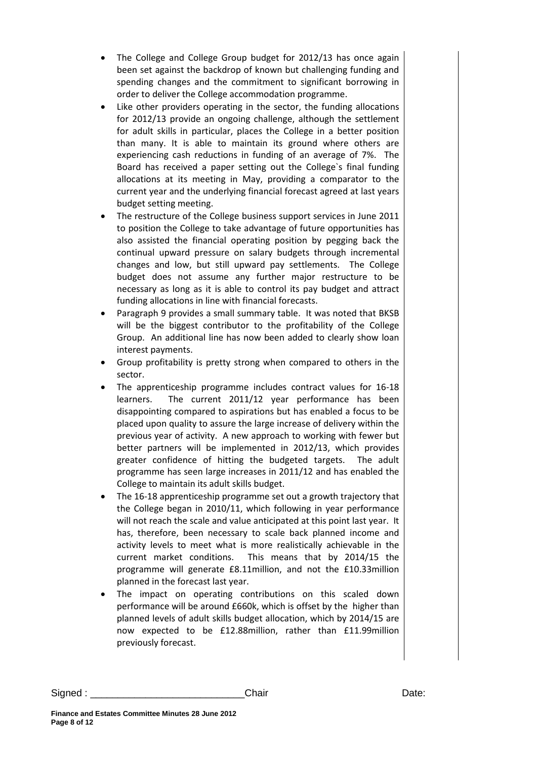- The College and College Group budget for 2012/13 has once again been set against the backdrop of known but challenging funding and spending changes and the commitment to significant borrowing in order to deliver the College accommodation programme.
- Like other providers operating in the sector, the funding allocations for 2012/13 provide an ongoing challenge, although the settlement for adult skills in particular, places the College in a better position than many. It is able to maintain its ground where others are experiencing cash reductions in funding of an average of 7%. The Board has received a paper setting out the College`s final funding allocations at its meeting in May, providing a comparator to the current year and the underlying financial forecast agreed at last years budget setting meeting.
- The restructure of the College business support services in June 2011 to position the College to take advantage of future opportunities has also assisted the financial operating position by pegging back the continual upward pressure on salary budgets through incremental changes and low, but still upward pay settlements. The College budget does not assume any further major restructure to be necessary as long as it is able to control its pay budget and attract funding allocations in line with financial forecasts.
- Paragraph 9 provides a small summary table. It was noted that BKSB will be the biggest contributor to the profitability of the College Group. An additional line has now been added to clearly show loan interest payments.
- Group profitability is pretty strong when compared to others in the sector.
- The apprenticeship programme includes contract values for 16-18 learners. The current 2011/12 year performance has been disappointing compared to aspirations but has enabled a focus to be placed upon quality to assure the large increase of delivery within the previous year of activity. A new approach to working with fewer but better partners will be implemented in 2012/13, which provides greater confidence of hitting the budgeted targets. The adult programme has seen large increases in 2011/12 and has enabled the College to maintain its adult skills budget.
- The 16-18 apprenticeship programme set out a growth trajectory that the College began in 2010/11, which following in year performance will not reach the scale and value anticipated at this point last year. It has, therefore, been necessary to scale back planned income and activity levels to meet what is more realistically achievable in the current market conditions. This means that by 2014/15 the programme will generate £8.11million, and not the £10.33million planned in the forecast last year.
- The impact on operating contributions on this scaled down performance will be around £660k, which is offset by the higher than planned levels of adult skills budget allocation, which by 2014/15 are now expected to be £12.88million, rather than £11.99million previously forecast.

Signed : ___________________________ Chair Date: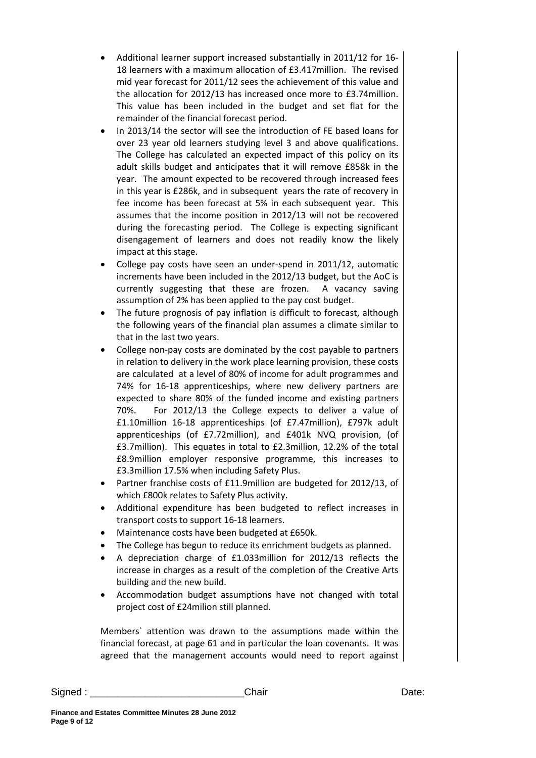- Additional learner support increased substantially in 2011/12 for 16-18 learners with a maximum allocation of £3.417million. The revised mid year forecast for 2011/12 sees the achievement of this value and the allocation for 2012/13 has increased once more to £3.74million. This value has been included in the budget and set flat for the remainder of the financial forecast period.
- In 2013/14 the sector will see the introduction of FE based loans for over 23 year old learners studying level 3 and above qualifications. The College has calculated an expected impact of this policy on its adult skills budget and anticipates that it will remove £858k in the year. The amount expected to be recovered through increased fees in this year is £286k, and in subsequent years the rate of recovery in fee income has been forecast at 5% in each subsequent year. This assumes that the income position in 2012/13 will not be recovered during the forecasting period. The College is expecting significant disengagement of learners and does not readily know the likely impact at this stage.
- College pay costs have seen an under-spend in 2011/12, automatic increments have been included in the 2012/13 budget, but the AoC is currently suggesting that these are frozen. A vacancy saving assumption of 2% has been applied to the pay cost budget.
- The future prognosis of pay inflation is difficult to forecast, although the following years of the financial plan assumes a climate similar to that in the last two years.
- College non-pay costs are dominated by the cost payable to partners in relation to delivery in the work place learning provision, these costs are calculated at a level of 80% of income for adult programmes and 74% for 16-18 apprenticeships, where new delivery partners are expected to share 80% of the funded income and existing partners 70%. For 2012/13 the College expects to deliver a value of £1.10million 16-18 apprenticeships (of £7.47million), £797k adult apprenticeships (of £7.72million), and £401k NVQ provision, (of £3.7million). This equates in total to £2.3million, 12.2% of the total £8.9million employer responsive programme, this increases to £3.3million 17.5% when including Safety Plus.
- Partner franchise costs of £11.9million are budgeted for 2012/13, of which £800k relates to Safety Plus activity.
- Additional expenditure has been budgeted to reflect increases in transport costs to support 16-18 learners.
- Maintenance costs have been budgeted at £650k.
- The College has begun to reduce its enrichment budgets as planned.
- A depreciation charge of £1.033million for 2012/13 reflects the increase in charges as a result of the completion of the Creative Arts building and the new build.
- Accommodation budget assumptions have not changed with total project cost of £24milion still planned.

Members` attention was drawn to the assumptions made within the financial forecast, at page 61 and in particular the loan covenants. It was agreed that the management accounts would need to report against

Signed : ___________________________ Chair Date: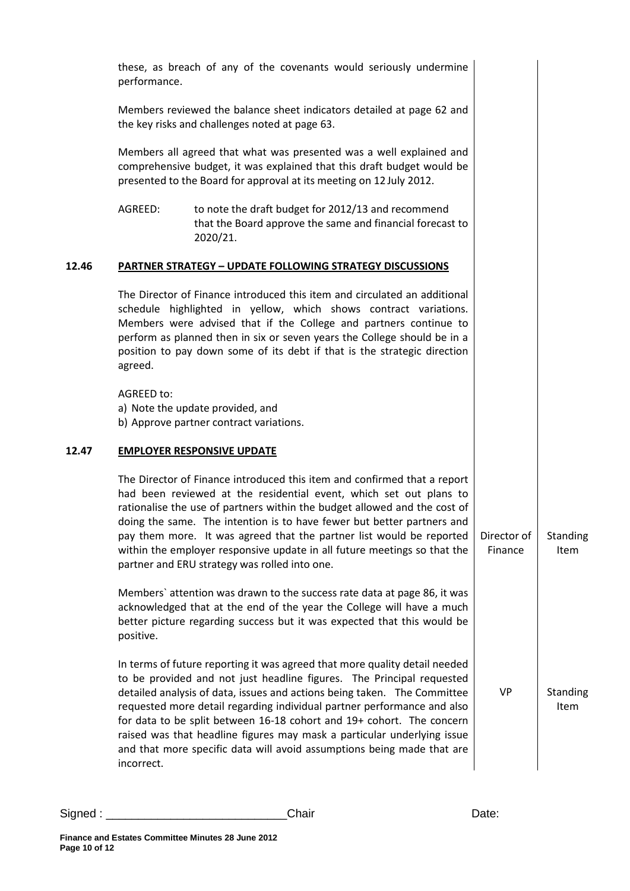these, as breach of any of the covenants would seriously undermine performance.

Members reviewed the balance sheet indicators detailed at page 62 and the key risks and challenges noted at page 63.

Members all agreed that what was presented was a well explained and comprehensive budget, it was explained that this draft budget would be presented to the Board for approval at its meeting on 12 July 2012.

AGREED: to note the draft budget for 2012/13 and recommend that the Board approve the same and financial forecast to 2020/21.

**12.46 PARTNER STRATEGY – UPDATE FOLLOWING STRATEGY DISCUSSIONS**

The Director of Finance introduced this item and circulated an additional schedule highlighted in yellow, which shows contract variations. Members were advised that if the College and partners continue to perform as planned then in six or seven years the College should be in a position to pay down some of its debt if that is the strategic direction agreed.

AGREED to:

a) Note the update provided, and
b) Approve partner contract variations.

**12.47 EMPLOYER RESPONSIVE UPDATE**

The Director of Finance introduced this item and confirmed that a report had been reviewed at the residential event, which set out plans to rationalise the use of partners within the budget allowed and the cost of doing the same. The intention is to have fewer but better partners and pay them more. It was agreed that the partner list would be reported within the employer responsive update in all future meetings so that the partner and ERU strategy was rolled into one. — Director of Finance — Standing Item

Members` attention was drawn to the success rate data at page 86, it was acknowledged that at the end of the year the College will have a much better picture regarding success but it was expected that this would be positive.

In terms of future reporting it was agreed that more quality detail needed to be provided and not just headline figures. The Principal requested detailed analysis of data, issues and actions being taken. The Committee requested more detail regarding individual partner performance and also for data to be split between 16-18 cohort and 19+ cohort. The concern raised was that headline figures may mask a particular underlying issue and that more specific data will avoid assumptions being made that are incorrect. — VP — Standing Item

Signed : ____________________________Chair Date: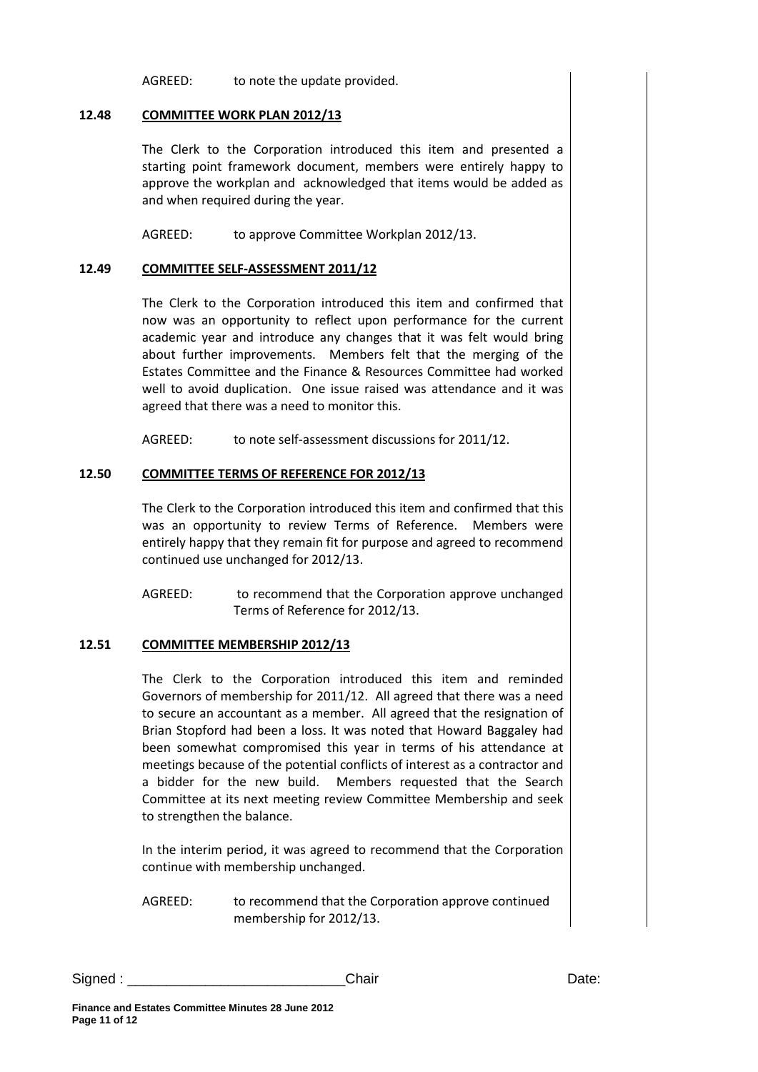AGREED: to note the update provided.

## 12.48 COMMITTEE WORK PLAN 2012/13

The Clerk to the Corporation introduced this item and presented a starting point framework document, members were entirely happy to approve the workplan and acknowledged that items would be added as and when required during the year.

AGREED: to approve Committee Workplan 2012/13.

## 12.49 COMMITTEE SELF-ASSESSMENT 2011/12

The Clerk to the Corporation introduced this item and confirmed that now was an opportunity to reflect upon performance for the current academic year and introduce any changes that it was felt would bring about further improvements. Members felt that the merging of the Estates Committee and the Finance & Resources Committee had worked well to avoid duplication. One issue raised was attendance and it was agreed that there was a need to monitor this.

AGREED: to note self-assessment discussions for 2011/12.

## 12.50 COMMITTEE TERMS OF REFERENCE FOR 2012/13

The Clerk to the Corporation introduced this item and confirmed that this was an opportunity to review Terms of Reference. Members were entirely happy that they remain fit for purpose and agreed to recommend continued use unchanged for 2012/13.

AGREED: to recommend that the Corporation approve unchanged Terms of Reference for 2012/13.

## 12.51 COMMITTEE MEMBERSHIP 2012/13

The Clerk to the Corporation introduced this item and reminded Governors of membership for 2011/12. All agreed that there was a need to secure an accountant as a member. All agreed that the resignation of Brian Stopford had been a loss. It was noted that Howard Baggaley had been somewhat compromised this year in terms of his attendance at meetings because of the potential conflicts of interest as a contractor and a bidder for the new build. Members requested that the Search Committee at its next meeting review Committee Membership and seek to strengthen the balance.

In the interim period, it was agreed to recommend that the Corporation continue with membership unchanged.

AGREED: to recommend that the Corporation approve continued membership for 2012/13.

Signed : ___________________________Chair Date: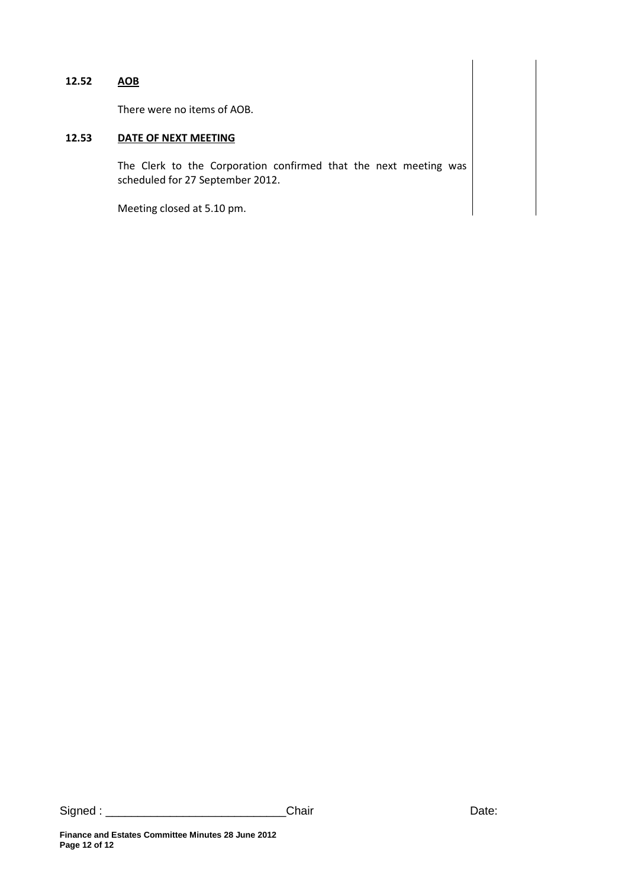**12.52** **AOB**

There were no items of AOB.

**12.53** **DATE OF NEXT MEETING**

The Clerk to the Corporation confirmed that the next meeting was scheduled for 27 September 2012.

Meeting closed at 5.10 pm.

Signed : ___________________________Chair Date: